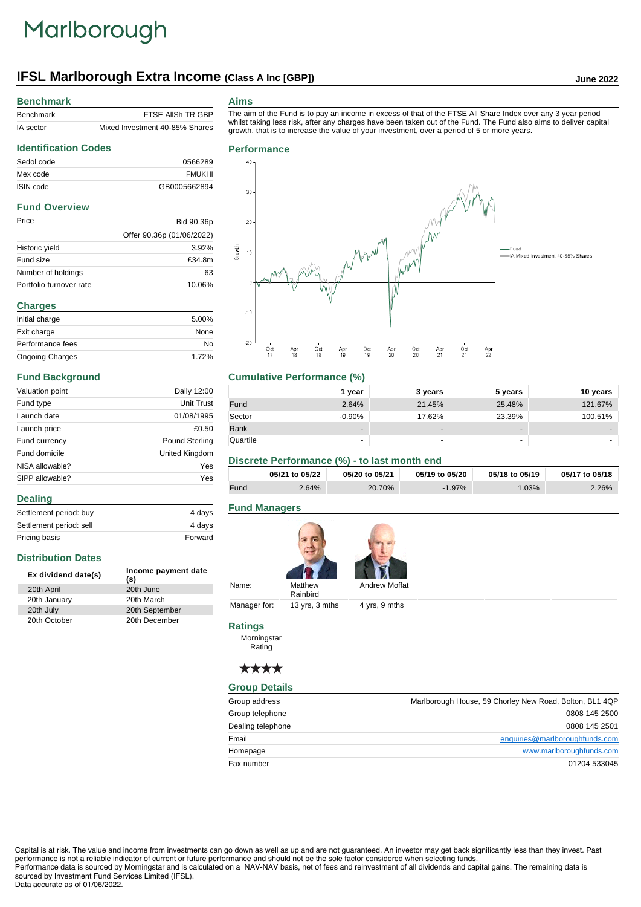Marlborough

# IFSL Marlborough Extra Income (Class A Inc [GBP])

June 2022

## Benchmark

| | |
|---|---|
| Benchmark | FTSE AllSh TR GBP |
| IA sector | Mixed Investment 40-85% Shares |

## Identification Codes

| | |
|---|---|
| Sedol code | 0566289 |
| Mex code | FMUKHI |
| ISIN code | GB0005662894 |

## Fund Overview

| | |
|---|---|
| Price | Bid 90.36p |
| | Offer 90.36p (01/06/2022) |
| Historic yield | 3.92% |
| Fund size | £34.8m |
| Number of holdings | 63 |
| Portfolio turnover rate | 10.06% |

## Charges

| | |
|---|---|
| Initial charge | 5.00% |
| Exit charge | None |
| Performance fees | No |
| Ongoing Charges | 1.72% |

## Fund Background

| | |
|---|---|
| Valuation point | Daily 12:00 |
| Fund type | Unit Trust |
| Launch date | 01/08/1995 |
| Launch price | £0.50 |
| Fund currency | Pound Sterling |
| Fund domicile | United Kingdom |
| NISA allowable? | Yes |
| SIPP allowable? | Yes |

## Dealing

| | |
|---|---|
| Settlement period: buy | 4 days |
| Settlement period: sell | 4 days |
| Pricing basis | Forward |

## Distribution Dates

| Ex dividend date(s) | Income payment date (s) |
|---|---|
| 20th April | 20th June |
| 20th January | 20th March |
| 20th July | 20th September |
| 20th October | 20th December |

## Aims

The aim of the Fund is to pay an income in excess of that of the FTSE All Share Index over any 3 year period whilst taking less risk, after any charges have been taken out of the Fund. The Fund also aims to deliver capital growth, that is to increase the value of your investment, over a period of 5 or more years.

## Performance

40
30
20
10
0
-10
-20
Growth
Oct 17, Apr 18, Oct 18, Apr 19, Oct 19, Apr 20, Oct 20, Apr 21, Oct 21, Apr 22
Fund
IA Mixed Investment 40-85% Shares

## Cumulative Performance (%)

| | 1 year | 3 years | 5 years | 10 years |
|---|---|---|---|---|
| Fund | 2.64% | 21.45% | 25.48% | 121.67% |
| Sector | -0.90% | 17.62% | 23.39% | 100.51% |
| Rank | - | - | - | - |
| Quartile | - | - | - | - |

## Discrete Performance (%) - to last month end

| | 05/21 to 05/22 | 05/20 to 05/21 | 05/19 to 05/20 | 05/18 to 05/19 | 05/17 to 05/18 |
|---|---|---|---|---|---|
| Fund | 2.64% | 20.70% | -1.97% | 1.03% | 2.26% |

## Fund Managers

| | | |
|---|---|---|
| Name: | Matthew Rainbird | Andrew Moffat |
| Manager for: | 13 yrs, 3 mths | 4 yrs, 9 mths |

## Ratings

Morningstar Rating

★★★★

## Group Details

| | |
|---|---|
| Group address | Marlborough House, 59 Chorley New Road, Bolton, BL1 4QP |
| Group telephone | 0808 145 2500 |
| Dealing telephone | 0808 145 2501 |
| Email | enquiries@marlboroughfunds.com |
| Homepage | www.marlboroughfunds.com |
| Fax number | 01204 533045 |

Capital is at risk. The value and income from investments can go down as well as up and are not guaranteed. An investor may get back significantly less than they invest. Past performance is not a reliable indicator of current or future performance and should not be the sole factor considered when selecting funds.
Performance data is sourced by Morningstar and is calculated on a NAV-NAV basis, net of fees and reinvestment of all dividends and capital gains. The remaining data is sourced by Investment Fund Services Limited (IFSL).
Data accurate as of 01/06/2022.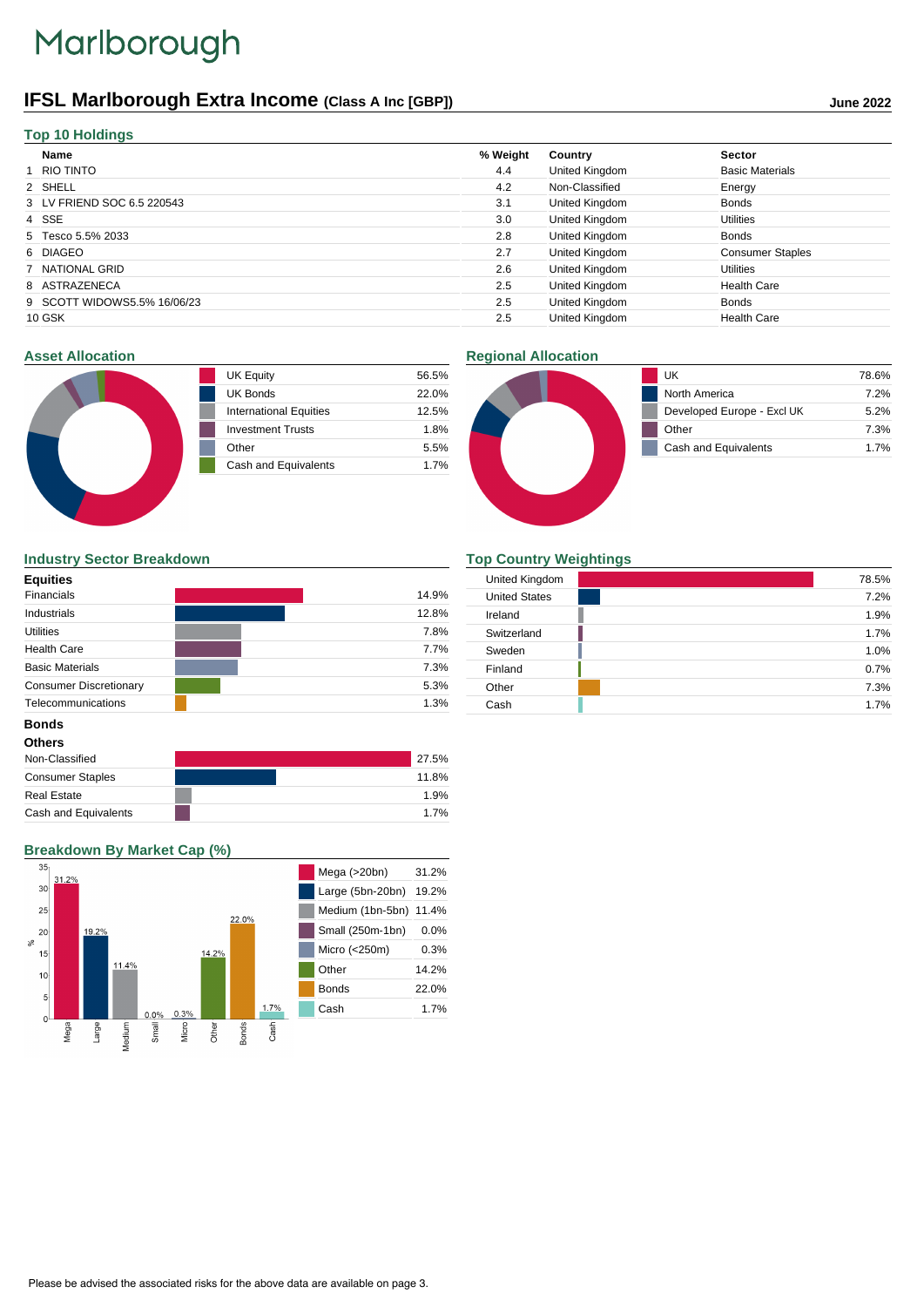Marlborough

# IFSL Marlborough Extra Income (Class A Inc [GBP])

June 2022

## Top 10 Holdings

| | Name | % Weight | Country | Sector |
|---|---|---|---|---|
| 1 | RIO TINTO | 4.4 | United Kingdom | Basic Materials |
| 2 | SHELL | 4.2 | Non-Classified | Energy |
| 3 | LV FRIEND SOC 6.5 220543 | 3.1 | United Kingdom | Bonds |
| 4 | SSE | 3.0 | United Kingdom | Utilities |
| 5 | Tesco 5.5% 2033 | 2.8 | United Kingdom | Bonds |
| 6 | DIAGEO | 2.7 | United Kingdom | Consumer Staples |
| 7 | NATIONAL GRID | 2.6 | United Kingdom | Utilities |
| 8 | ASTRAZENECA | 2.5 | United Kingdom | Health Care |
| 9 | SCOTT WIDOWS5.5% 16/06/23 | 2.5 | United Kingdom | Bonds |
| 10 | GSK | 2.5 | United Kingdom | Health Care |

## Asset Allocation

UK Equity 56.5%
UK Bonds 22.0%
International Equities 12.5%
Investment Trusts 1.8%
Other 5.5%
Cash and Equivalents 1.7%

## Regional Allocation

UK 78.6%
North America 7.2%
Developed Europe - Excl UK 5.2%
Other 7.3%
Cash and Equivalents 1.7%

## Industry Sector Breakdown

**Equities**

Financials 14.9%
Industrials 12.8%
Utilities 7.8%
Health Care 7.7%
Basic Materials 7.3%
Consumer Discretionary 5.3%
Telecommunications 1.3%

**Bonds**

**Others**

Non-Classified 27.5%
Consumer Staples 11.8%
Real Estate 1.9%
Cash and Equivalents 1.7%

## Top Country Weightings

United Kingdom 78.5%
United States 7.2%
Ireland 1.9%
Switzerland 1.7%
Sweden 1.0%
Finland 0.7%
Other 7.3%
Cash 1.7%

## Breakdown By Market Cap (%)

%
35
30
25
20
15
10
5
0

31.2% 19.2% 11.4% 0.0% 0.3% 14.2% 22.0% 1.7%

Mega Large Medium Small Micro Other Bonds Cash

Mega (>20bn) 31.2%
Large (5bn-20bn) 19.2%
Medium (1bn-5bn) 11.4%
Small (250m-1bn) 0.0%
Micro (<250m) 0.3%
Other 14.2%
Bonds 22.0%
Cash 1.7%

Please be advised the associated risks for the above data are available on page 3.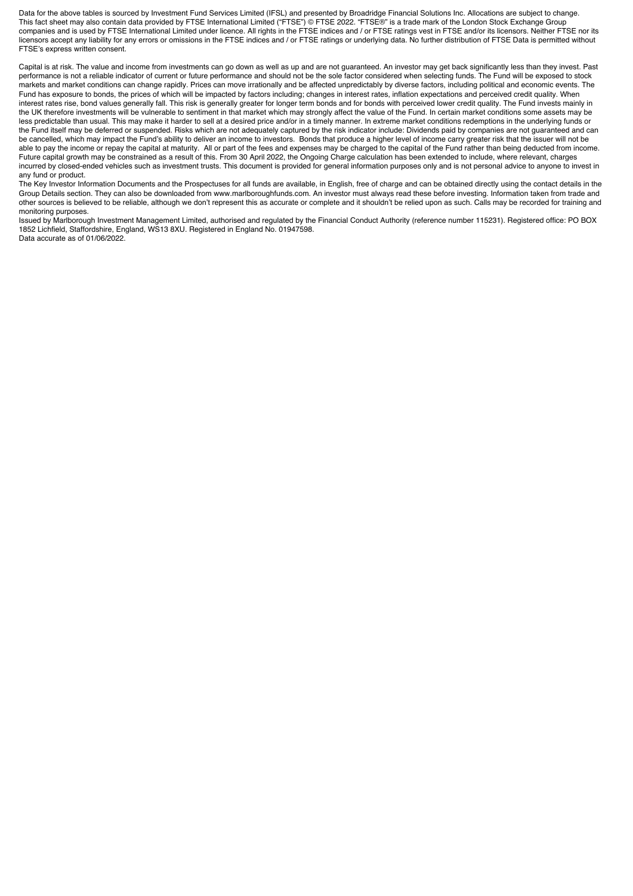Data for the above tables is sourced by Investment Fund Services Limited (IFSL) and presented by Broadridge Financial Solutions Inc. Allocations are subject to change. This fact sheet may also contain data provided by FTSE International Limited ("FTSE") © FTSE 2022. "FTSE®" is a trade mark of the London Stock Exchange Group companies and is used by FTSE International Limited under licence. All rights in the FTSE indices and / or FTSE ratings vest in FTSE and/or its licensors. Neither FTSE nor its licensors accept any liability for any errors or omissions in the FTSE indices and / or FTSE ratings or underlying data. No further distribution of FTSE Data is permitted without FTSE's express written consent.

Capital is at risk. The value and income from investments can go down as well as up and are not guaranteed. An investor may get back significantly less than they invest. Past performance is not a reliable indicator of current or future performance and should not be the sole factor considered when selecting funds. The Fund will be exposed to stock markets and market conditions can change rapidly. Prices can move irrationally and be affected unpredictably by diverse factors, including political and economic events. The Fund has exposure to bonds, the prices of which will be impacted by factors including; changes in interest rates, inflation expectations and perceived credit quality. When interest rates rise, bond values generally fall. This risk is generally greater for longer term bonds and for bonds with perceived lower credit quality. The Fund invests mainly in the UK therefore investments will be vulnerable to sentiment in that market which may strongly affect the value of the Fund. In certain market conditions some assets may be less predictable than usual. This may make it harder to sell at a desired price and/or in a timely manner. In extreme market conditions redemptions in the underlying funds or the Fund itself may be deferred or suspended. Risks which are not adequately captured by the risk indicator include: Dividends paid by companies are not guaranteed and can be cancelled, which may impact the Fund's ability to deliver an income to investors. Bonds that produce a higher level of income carry greater risk that the issuer will not be able to pay the income or repay the capital at maturity. All or part of the fees and expenses may be charged to the capital of the Fund rather than being deducted from income. Future capital growth may be constrained as a result of this. From 30 April 2022, the Ongoing Charge calculation has been extended to include, where relevant, charges incurred by closed-ended vehicles such as investment trusts. This document is provided for general information purposes only and is not personal advice to anyone to invest in any fund or product.

The Key Investor Information Documents and the Prospectuses for all funds are available, in English, free of charge and can be obtained directly using the contact details in the Group Details section. They can also be downloaded from www.marlboroughfunds.com. An investor must always read these before investing. Information taken from trade and other sources is believed to be reliable, although we don't represent this as accurate or complete and it shouldn't be relied upon as such. Calls may be recorded for training and monitoring purposes.

Issued by Marlborough Investment Management Limited, authorised and regulated by the Financial Conduct Authority (reference number 115231). Registered office: PO BOX 1852 Lichfield, Staffordshire, England, WS13 8XU. Registered in England No. 01947598.

Data accurate as of 01/06/2022.